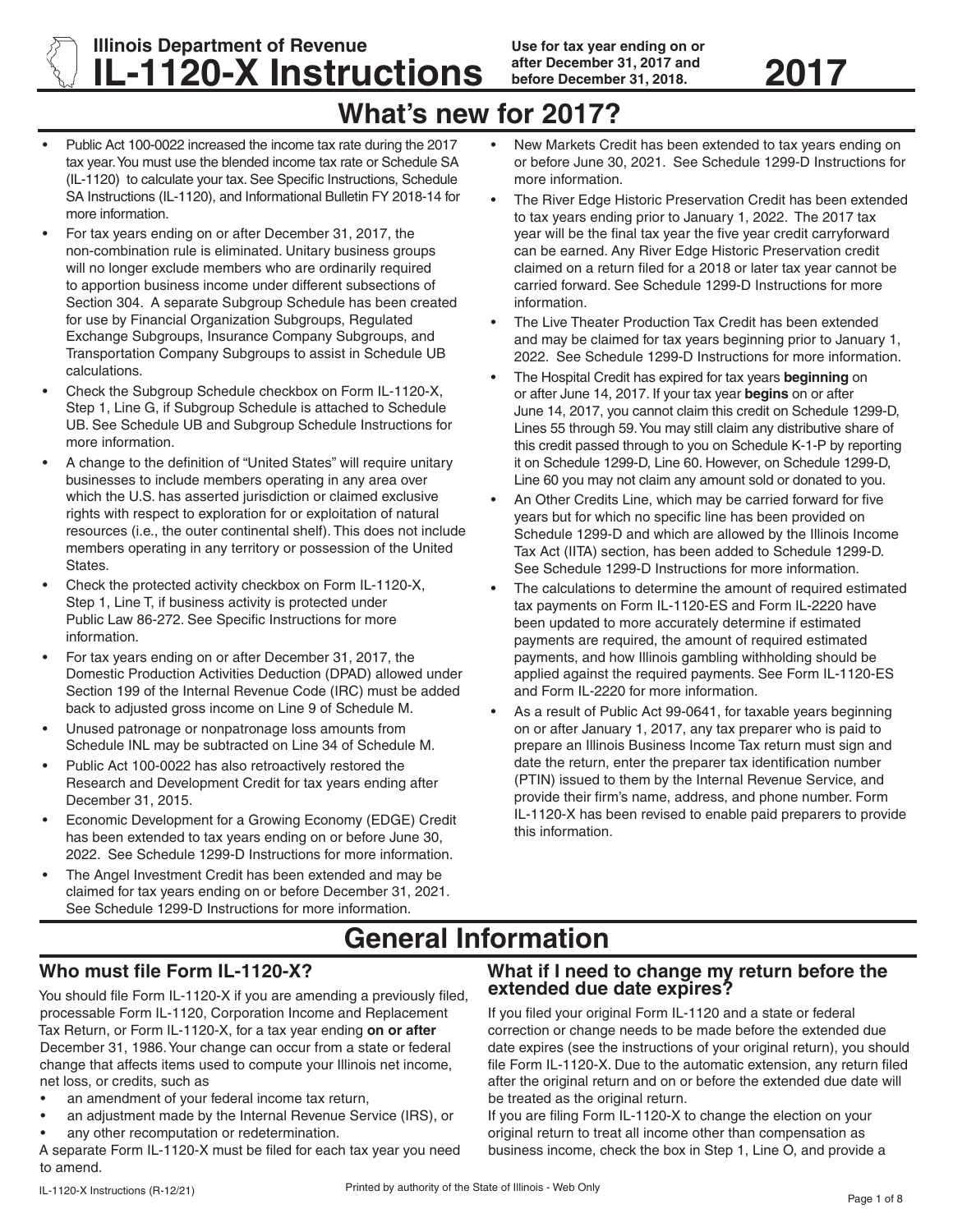# Illinois Department of Revenue
# IL-1120-X Instructions

**Use for tax year ending on or after December 31, 2017 and before December 31, 2018.**

**2017**

## What's new for 2017?

- Public Act 100-0022 increased the income tax rate during the 2017 tax year. You must use the blended income tax rate or Schedule SA (IL-1120) to calculate your tax. See Specific Instructions, Schedule SA Instructions (IL-1120), and Informational Bulletin FY 2018-14 for more information.
- For tax years ending on or after December 31, 2017, the non-combination rule is eliminated. Unitary business groups will no longer exclude members who are ordinarily required to apportion business income under different subsections of Section 304. A separate Subgroup Schedule has been created for use by Financial Organization Subgroups, Regulated Exchange Subgroups, Insurance Company Subgroups, and Transportation Company Subgroups to assist in Schedule UB calculations.
- Check the Subgroup Schedule checkbox on Form IL-1120-X, Step 1, Line G, if Subgroup Schedule is attached to Schedule UB. See Schedule UB and Subgroup Schedule Instructions for more information.
- A change to the definition of "United States" will require unitary businesses to include members operating in any area over which the U.S. has asserted jurisdiction or claimed exclusive rights with respect to exploration for or exploitation of natural resources (i.e., the outer continental shelf). This does not include members operating in any territory or possession of the United States.
- Check the protected activity checkbox on Form IL-1120-X, Step 1, Line T, if business activity is protected under Public Law 86-272. See Specific Instructions for more information.
- For tax years ending on or after December 31, 2017, the Domestic Production Activities Deduction (DPAD) allowed under Section 199 of the Internal Revenue Code (IRC) must be added back to adjusted gross income on Line 9 of Schedule M.
- Unused patronage or nonpatronage loss amounts from Schedule INL may be subtracted on Line 34 of Schedule M.
- Public Act 100-0022 has also retroactively restored the Research and Development Credit for tax years ending after December 31, 2015.
- Economic Development for a Growing Economy (EDGE) Credit has been extended to tax years ending on or before June 30, 2022. See Schedule 1299-D Instructions for more information.
- The Angel Investment Credit has been extended and may be claimed for tax years ending on or before December 31, 2021. See Schedule 1299-D Instructions for more information.
- New Markets Credit has been extended to tax years ending on or before June 30, 2021. See Schedule 1299-D Instructions for more information.
- The River Edge Historic Preservation Credit has been extended to tax years ending prior to January 1, 2022. The 2017 tax year will be the final tax year the five year credit carryforward can be earned. Any River Edge Historic Preservation credit claimed on a return filed for a 2018 or later tax year cannot be carried forward. See Schedule 1299-D Instructions for more information.
- The Live Theater Production Tax Credit has been extended and may be claimed for tax years beginning prior to January 1, 2022. See Schedule 1299-D Instructions for more information.
- The Hospital Credit has expired for tax years **beginning** on or after June 14, 2017. If your tax year **begins** on or after June 14, 2017, you cannot claim this credit on Schedule 1299-D, Lines 55 through 59. You may still claim any distributive share of this credit passed through to you on Schedule K-1-P by reporting it on Schedule 1299-D, Line 60. However, on Schedule 1299-D, Line 60 you may not claim any amount sold or donated to you.
- An Other Credits Line, which may be carried forward for five years but for which no specific line has been provided on Schedule 1299-D and which are allowed by the Illinois Income Tax Act (IITA) section, has been added to Schedule 1299-D. See Schedule 1299-D Instructions for more information.
- The calculations to determine the amount of required estimated tax payments on Form IL-1120-ES and Form IL-2220 have been updated to more accurately determine if estimated payments are required, the amount of required estimated payments, and how Illinois gambling withholding should be applied against the required payments. See Form IL-1120-ES and Form IL-2220 for more information.
- As a result of Public Act 99-0641, for taxable years beginning on or after January 1, 2017, any tax preparer who is paid to prepare an Illinois Business Income Tax return must sign and date the return, enter the preparer tax identification number (PTIN) issued to them by the Internal Revenue Service, and provide their firm's name, address, and phone number. Form IL-1120-X has been revised to enable paid preparers to provide this information.

# General Information

### Who must file Form IL-1120-X?

You should file Form IL-1120-X if you are amending a previously filed, processable Form IL-1120, Corporation Income and Replacement Tax Return, or Form IL-1120-X, for a tax year ending **on or after** December 31, 1986. Your change can occur from a state or federal change that affects items used to compute your Illinois net income, net loss, or credits, such as

- an amendment of your federal income tax return,
- an adjustment made by the Internal Revenue Service (IRS), or
- any other recomputation or redetermination.

A separate Form IL-1120-X must be filed for each tax year you need to amend.

### What if I need to change my return before the extended due date expires?

If you filed your original Form IL-1120 and a state or federal correction or change needs to be made before the extended due date expires (see the instructions of your original return), you should file Form IL-1120-X. Due to the automatic extension, any return filed after the original return and on or before the extended due date will be treated as the original return.

If you are filing Form IL-1120-X to change the election on your original return to treat all income other than compensation as business income, check the box in Step 1, Line O, and provide a

IL-1120-X Instructions (R-12/21)

Printed by authority of the State of Illinois - Web Only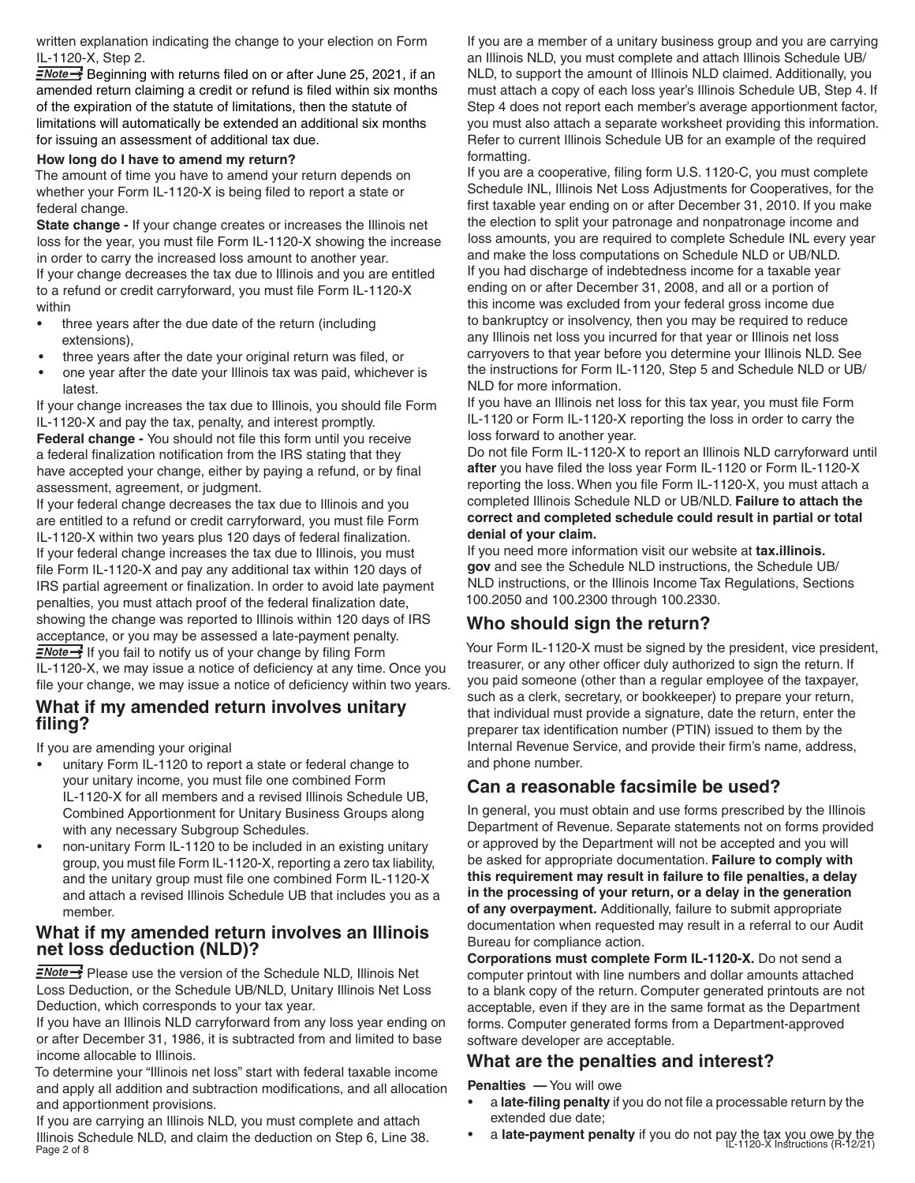written explanation indicating the change to your election on Form IL-1120-X, Step 2.

**Note →** Beginning with returns filed on or after June 25, 2021, if an amended return claiming a credit or refund is filed within six months of the expiration of the statute of limitations, then the statute of limitations will automatically be extended an additional six months for issuing an assessment of additional tax due.

**How long do I have to amend my return?**

The amount of time you have to amend your return depends on whether your Form IL-1120-X is being filed to report a state or federal change.

**State change -** If your change creates or increases the Illinois net loss for the year, you must file Form IL-1120-X showing the increase in order to carry the increased loss amount to another year.

If your change decreases the tax due to Illinois and you are entitled to a refund or credit carryforward, you must file Form IL-1120-X within

- three years after the due date of the return (including extensions),
- three years after the date your original return was filed, or
- one year after the date your Illinois tax was paid, whichever is latest.

If your change increases the tax due to Illinois, you should file Form IL-1120-X and pay the tax, penalty, and interest promptly.

**Federal change -** You should not file this form until you receive a federal finalization notification from the IRS stating that they have accepted your change, either by paying a refund, or by final assessment, agreement, or judgment.

If your federal change decreases the tax due to Illinois and you are entitled to a refund or credit carryforward, you must file Form IL-1120-X within two years plus 120 days of federal finalization.

If your federal change increases the tax due to Illinois, you must file Form IL-1120-X and pay any additional tax within 120 days of IRS partial agreement or finalization. In order to avoid late payment penalties, you must attach proof of the federal finalization date, showing the change was reported to Illinois within 120 days of IRS acceptance, or you may be assessed a late-payment penalty.

**Note →** If you fail to notify us of your change by filing Form IL-1120-X, we may issue a notice of deficiency at any time. Once you file your change, we may issue a notice of deficiency within two years.

## What if my amended return involves unitary filing?

If you are amending your original

- unitary Form IL-1120 to report a state or federal change to your unitary income, you must file one combined Form IL-1120-X for all members and a revised Illinois Schedule UB, Combined Apportionment for Unitary Business Groups along with any necessary Subgroup Schedules.
- non-unitary Form IL-1120 to be included in an existing unitary group, you must file Form IL-1120-X, reporting a zero tax liability, and the unitary group must file one combined Form IL-1120-X and attach a revised Illinois Schedule UB that includes you as a member.

## What if my amended return involves an Illinois net loss deduction (NLD)?

**Note →** Please use the version of the Schedule NLD, Illinois Net Loss Deduction, or the Schedule UB/NLD, Unitary Illinois Net Loss Deduction, which corresponds to your tax year.

If you have an Illinois NLD carryforward from any loss year ending on or after December 31, 1986, it is subtracted from and limited to base income allocable to Illinois.

To determine your "Illinois net loss" start with federal taxable income and apply all addition and subtraction modifications, and all allocation and apportionment provisions.

If you are carrying an Illinois NLD, you must complete and attach Illinois Schedule NLD, and claim the deduction on Step 6, Line 38.

If you are a member of a unitary business group and you are carrying an Illinois NLD, you must complete and attach Illinois Schedule UB/NLD, to support the amount of Illinois NLD claimed. Additionally, you must attach a copy of each loss year's Illinois Schedule UB, Step 4. If Step 4 does not report each member's average apportionment factor, you must also attach a separate worksheet providing this information. Refer to current Illinois Schedule UB for an example of the required formatting.

If you are a cooperative, filing form U.S. 1120-C, you must complete Schedule INL, Illinois Net Loss Adjustments for Cooperatives, for the first taxable year ending on or after December 31, 2010. If you make the election to split your patronage and nonpatronage income and loss amounts, you are required to complete Schedule INL every year and make the loss computations on Schedule NLD or UB/NLD.

If you had discharge of indebtedness income for a taxable year ending on or after December 31, 2008, and all or a portion of this income was excluded from your federal gross income due to bankruptcy or insolvency, then you may be required to reduce any Illinois net loss you incurred for that year or Illinois net loss carryovers to that year before you determine your Illinois NLD. See the instructions for Form IL-1120, Step 5 and Schedule NLD or UB/NLD for more information.

If you have an Illinois net loss for this tax year, you must file Form IL-1120 or Form IL-1120-X reporting the loss in order to carry the loss forward to another year.

Do not file Form IL-1120-X to report an Illinois NLD carryforward until **after** you have filed the loss year Form IL-1120 or Form IL-1120-X reporting the loss. When you file Form IL-1120-X, you must attach a completed Illinois Schedule NLD or UB/NLD. **Failure to attach the correct and completed schedule could result in partial or total denial of your claim.**

If you need more information visit our website at **tax.illinois.gov** and see the Schedule NLD instructions, the Schedule UB/NLD instructions, or the Illinois Income Tax Regulations, Sections 100.2050 and 100.2300 through 100.2330.

## Who should sign the return?

Your Form IL-1120-X must be signed by the president, vice president, treasurer, or any other officer duly authorized to sign the return. If you paid someone (other than a regular employee of the taxpayer, such as a clerk, secretary, or bookkeeper) to prepare your return, that individual must provide a signature, date the return, enter the preparer tax identification number (PTIN) issued to them by the Internal Revenue Service, and provide their firm's name, address, and phone number.

## Can a reasonable facsimile be used?

In general, you must obtain and use forms prescribed by the Illinois Department of Revenue. Separate statements not on forms provided or approved by the Department will not be accepted and you will be asked for appropriate documentation. **Failure to comply with this requirement may result in failure to file penalties, a delay in the processing of your return, or a delay in the generation of any overpayment.** Additionally, failure to submit appropriate documentation when requested may result in a referral to our Audit Bureau for compliance action.

**Corporations must complete Form IL-1120-X.** Do not send a computer printout with line numbers and dollar amounts attached to a blank copy of the return. Computer generated printouts are not acceptable, even if they are in the same format as the Department forms. Computer generated forms from a Department-approved software developer are acceptable.

## What are the penalties and interest?

**Penalties —** You will owe

- a **late-filing penalty** if you do not file a processable return by the extended due date;
- a **late-payment penalty** if you do not pay the tax you owe by the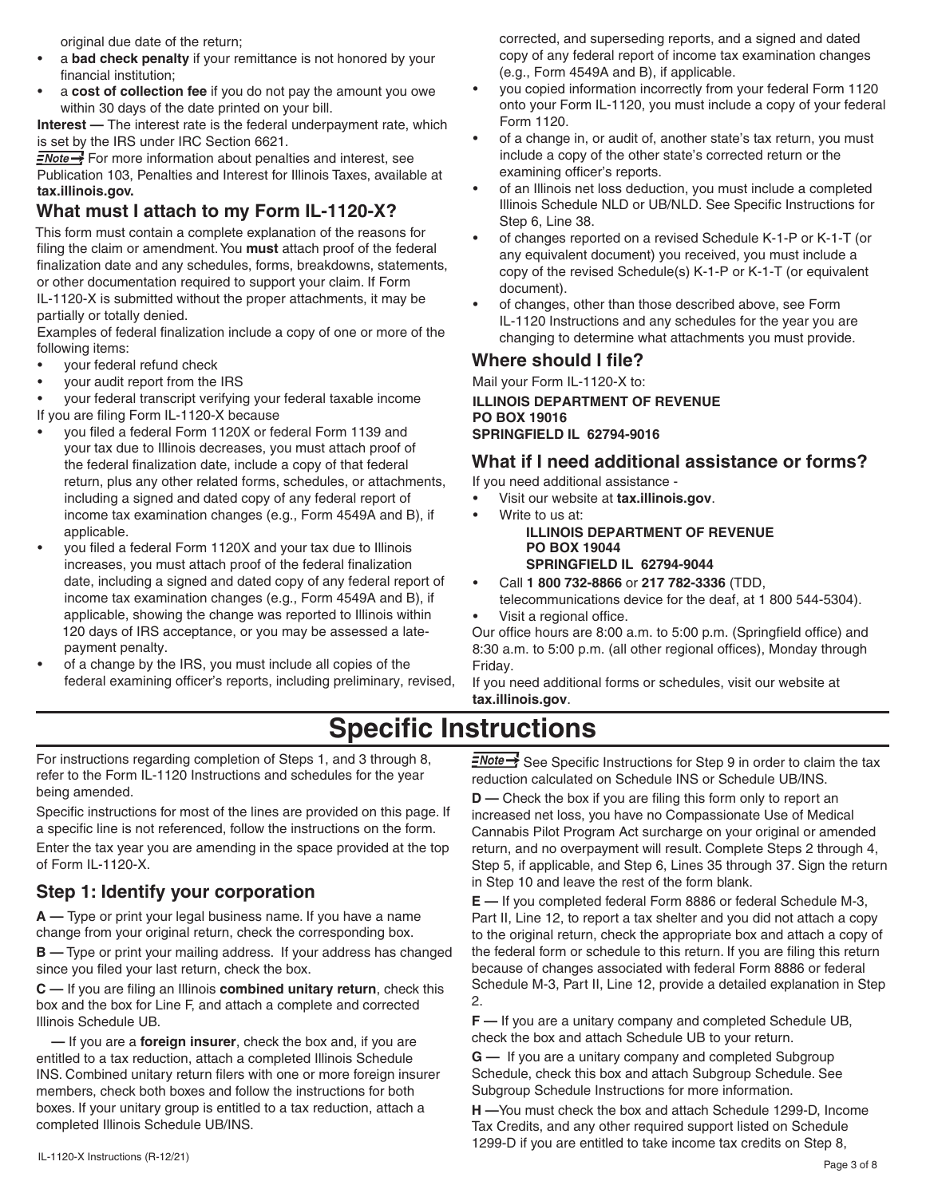original due date of the return;

- a **bad check penalty** if your remittance is not honored by your financial institution;
- a **cost of collection fee** if you do not pay the amount you owe within 30 days of the date printed on your bill.

**Interest —** The interest rate is the federal underpayment rate, which is set by the IRS under IRC Section 6621.

*Note* For more information about penalties and interest, see Publication 103, Penalties and Interest for Illinois Taxes, available at **tax.illinois.gov.**

## What must I attach to my Form IL-1120-X?

This form must contain a complete explanation of the reasons for filing the claim or amendment. You **must** attach proof of the federal finalization date and any schedules, forms, breakdowns, statements, or other documentation required to support your claim. If Form IL-1120-X is submitted without the proper attachments, it may be partially or totally denied.

Examples of federal finalization include a copy of one or more of the following items:

- your federal refund check
- your audit report from the IRS
- your federal transcript verifying your federal taxable income

If you are filing Form IL-1120-X because

- you filed a federal Form 1120X or federal Form 1139 and your tax due to Illinois decreases, you must attach proof of the federal finalization date, include a copy of that federal return, plus any other related forms, schedules, or attachments, including a signed and dated copy of any federal report of income tax examination changes (e.g., Form 4549A and B), if applicable.
- you filed a federal Form 1120X and your tax due to Illinois increases, you must attach proof of the federal finalization date, including a signed and dated copy of any federal report of income tax examination changes (e.g., Form 4549A and B), if applicable, showing the change was reported to Illinois within 120 days of IRS acceptance, or you may be assessed a late-payment penalty.
- of a change by the IRS, you must include all copies of the federal examining officer's reports, including preliminary, revised, corrected, and superseding reports, and a signed and dated copy of any federal report of income tax examination changes (e.g., Form 4549A and B), if applicable.
- you copied information incorrectly from your federal Form 1120 onto your Form IL-1120, you must include a copy of your federal Form 1120.
- of a change in, or audit of, another state's tax return, you must include a copy of the other state's corrected return or the examining officer's reports.
- of an Illinois net loss deduction, you must include a completed Illinois Schedule NLD or UB/NLD. See Specific Instructions for Step 6, Line 38.
- of changes reported on a revised Schedule K-1-P or K-1-T (or any equivalent document) you received, you must include a copy of the revised Schedule(s) K-1-P or K-1-T (or equivalent document).
- of changes, other than those described above, see Form IL-1120 Instructions and any schedules for the year you are changing to determine what attachments you must provide.

## Where should I file?

Mail your Form IL-1120-X to:

**ILLINOIS DEPARTMENT OF REVENUE**
**PO BOX 19016**
**SPRINGFIELD IL 62794-9016**

## What if I need additional assistance or forms?

If you need additional assistance -

- Visit our website at **tax.illinois.gov**.
- Write to us at:
  **ILLINOIS DEPARTMENT OF REVENUE**
  **PO BOX 19044**
  **SPRINGFIELD IL 62794-9044**
- Call **1 800 732-8866** or **217 782-3336** (TDD, telecommunications device for the deaf, at 1 800 544-5304).
- Visit a regional office.

Our office hours are 8:00 a.m. to 5:00 p.m. (Springfield office) and 8:30 a.m. to 5:00 p.m. (all other regional offices), Monday through Friday.

If you need additional forms or schedules, visit our website at **tax.illinois.gov**.

# Specific Instructions

For instructions regarding completion of Steps 1, and 3 through 8, refer to the Form IL-1120 Instructions and schedules for the year being amended.

Specific instructions for most of the lines are provided on this page. If a specific line is not referenced, follow the instructions on the form.

Enter the tax year you are amending in the space provided at the top of Form IL-1120-X.

## Step 1: Identify your corporation

**A —** Type or print your legal business name. If you have a name change from your original return, check the corresponding box.

**B —** Type or print your mailing address. If your address has changed since you filed your last return, check the box.

**C —** If you are filing an Illinois **combined unitary return**, check this box and the box for Line F, and attach a complete and corrected Illinois Schedule UB.

**—** If you are a **foreign insurer**, check the box and, if you are entitled to a tax reduction, attach a completed Illinois Schedule INS. Combined unitary return filers with one or more foreign insurer members, check both boxes and follow the instructions for both boxes. If your unitary group is entitled to a tax reduction, attach a completed Illinois Schedule UB/INS.

*Note* See Specific Instructions for Step 9 in order to claim the tax reduction calculated on Schedule INS or Schedule UB/INS.

**D —** Check the box if you are filing this form only to report an increased net loss, you have no Compassionate Use of Medical Cannabis Pilot Program Act surcharge on your original or amended return, and no overpayment will result. Complete Steps 2 through 4, Step 5, if applicable, and Step 6, Lines 35 through 37. Sign the return in Step 10 and leave the rest of the form blank.

**E —** If you completed federal Form 8886 or federal Schedule M-3, Part II, Line 12, to report a tax shelter and you did not attach a copy to the original return, check the appropriate box and attach a copy of the federal form or schedule to this return. If you are filing this return because of changes associated with federal Form 8886 or federal Schedule M-3, Part II, Line 12, provide a detailed explanation in Step 2.

**F —** If you are a unitary company and completed Schedule UB, check the box and attach Schedule UB to your return.

**G —** If you are a unitary company and completed Subgroup Schedule, check this box and attach Subgroup Schedule. See Subgroup Schedule Instructions for more information.

**H —**You must check the box and attach Schedule 1299-D, Income Tax Credits, and any other required support listed on Schedule 1299-D if you are entitled to take income tax credits on Step 8,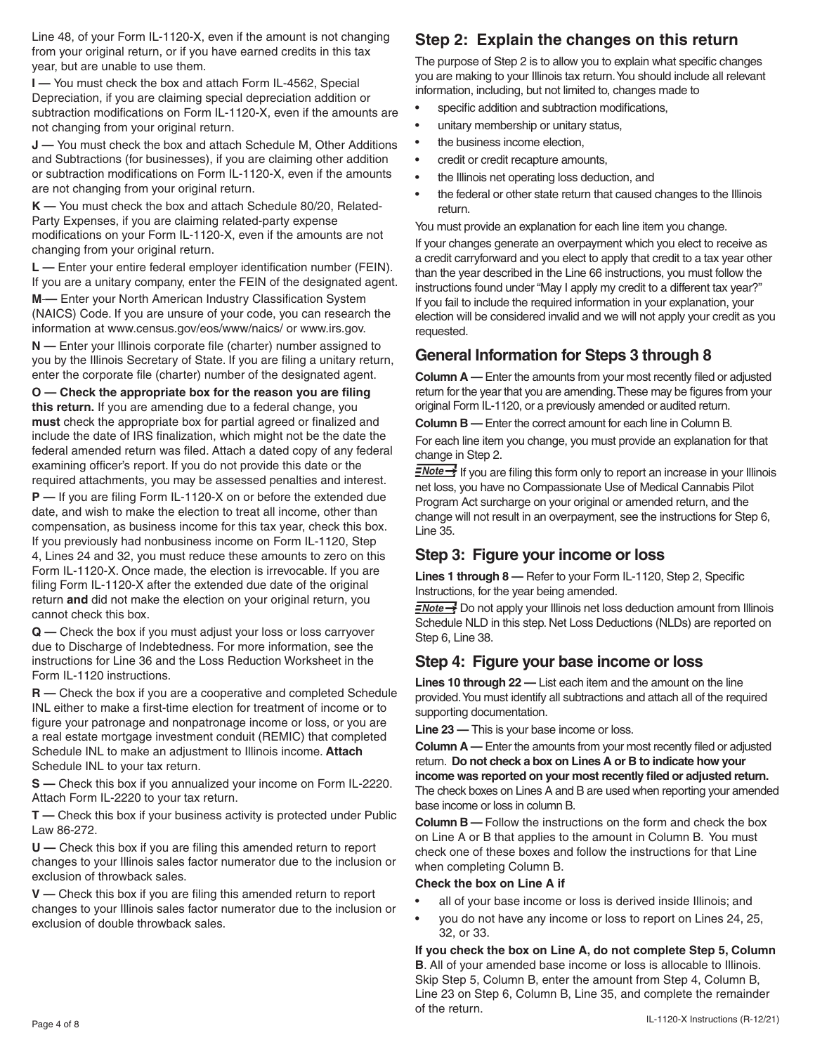Line 48, of your Form IL-1120-X, even if the amount is not changing from your original return, or if you have earned credits in this tax year, but are unable to use them.

**I —** You must check the box and attach Form IL-4562, Special Depreciation, if you are claiming special depreciation addition or subtraction modifications on Form IL-1120-X, even if the amounts are not changing from your original return.

**J —** You must check the box and attach Schedule M, Other Additions and Subtractions (for businesses), if you are claiming other addition or subtraction modifications on Form IL-1120-X, even if the amounts are not changing from your original return.

**K —** You must check the box and attach Schedule 80/20, Related-Party Expenses, if you are claiming related-party expense modifications on your Form IL-1120-X, even if the amounts are not changing from your original return.

**L —** Enter your entire federal employer identification number (FEIN). If you are a unitary company, enter the FEIN of the designated agent.

**M—** Enter your North American Industry Classification System (NAICS) Code. If you are unsure of your code, you can research the information at www.census.gov/eos/www/naics/ or www.irs.gov.

**N —** Enter your Illinois corporate file (charter) number assigned to you by the Illinois Secretary of State. If you are filing a unitary return, enter the corporate file (charter) number of the designated agent.

**O — Check the appropriate box for the reason you are filing this return.** If you are amending due to a federal change, you **must** check the appropriate box for partial agreed or finalized and include the date of IRS finalization, which might not be the date the federal amended return was filed. Attach a dated copy of any federal examining officer's report. If you do not provide this date or the required attachments, you may be assessed penalties and interest.

**P —** If you are filing Form IL-1120-X on or before the extended due date, and wish to make the election to treat all income, other than compensation, as business income for this tax year, check this box. If you previously had nonbusiness income on Form IL-1120, Step 4, Lines 24 and 32, you must reduce these amounts to zero on this Form IL-1120-X. Once made, the election is irrevocable. If you are filing Form IL-1120-X after the extended due date of the original return **and** did not make the election on your original return, you cannot check this box.

**Q —** Check the box if you must adjust your loss or loss carryover due to Discharge of Indebtedness. For more information, see the instructions for Line 36 and the Loss Reduction Worksheet in the Form IL-1120 instructions.

**R —** Check the box if you are a cooperative and completed Schedule INL either to make a first-time election for treatment of income or to figure your patronage and nonpatronage income or loss, or you are a real estate mortgage investment conduit (REMIC) that completed Schedule INL to make an adjustment to Illinois income. **Attach** Schedule INL to your tax return.

**S —** Check this box if you annualized your income on Form IL-2220. Attach Form IL-2220 to your tax return.

**T —** Check this box if your business activity is protected under Public Law 86-272.

**U —** Check this box if you are filing this amended return to report changes to your Illinois sales factor numerator due to the inclusion or exclusion of throwback sales.

**V —** Check this box if you are filing this amended return to report changes to your Illinois sales factor numerator due to the inclusion or exclusion of double throwback sales.

## Step 2: Explain the changes on this return

The purpose of Step 2 is to allow you to explain what specific changes you are making to your Illinois tax return. You should include all relevant information, including, but not limited to, changes made to

- specific addition and subtraction modifications,
- unitary membership or unitary status,
- the business income election,
- credit or credit recapture amounts,
- the Illinois net operating loss deduction, and
- the federal or other state return that caused changes to the Illinois return.

You must provide an explanation for each line item you change.

If your changes generate an overpayment which you elect to receive as a credit carryforward and you elect to apply that credit to a tax year other than the year described in the Line 66 instructions, you must follow the instructions found under "May I apply my credit to a different tax year?" If you fail to include the required information in your explanation, your election will be considered invalid and we will not apply your credit as you requested.

## General Information for Steps 3 through 8

**Column A —** Enter the amounts from your most recently filed or adjusted return for the year that you are amending. These may be figures from your original Form IL-1120, or a previously amended or audited return.

**Column B —** Enter the correct amount for each line in Column B.

For each line item you change, you must provide an explanation for that change in Step 2.

**Note** If you are filing this form only to report an increase in your Illinois net loss, you have no Compassionate Use of Medical Cannabis Pilot Program Act surcharge on your original or amended return, and the change will not result in an overpayment, see the instructions for Step 6, Line 35.

## Step 3: Figure your income or loss

**Lines 1 through 8 —** Refer to your Form IL-1120, Step 2, Specific Instructions, for the year being amended.

**Note** Do not apply your Illinois net loss deduction amount from Illinois Schedule NLD in this step. Net Loss Deductions (NLDs) are reported on Step 6, Line 38.

## Step 4: Figure your base income or loss

**Lines 10 through 22 —** List each item and the amount on the line provided. You must identify all subtractions and attach all of the required supporting documentation.

**Line 23 —** This is your base income or loss.

**Column A —** Enter the amounts from your most recently filed or adjusted return. **Do not check a box on Lines A or B to indicate how your income was reported on your most recently filed or adjusted return.** The check boxes on Lines A and B are used when reporting your amended base income or loss in column B.

**Column B —** Follow the instructions on the form and check the box on Line A or B that applies to the amount in Column B. You must check one of these boxes and follow the instructions for that Line when completing Column B.

**Check the box on Line A if**

- all of your base income or loss is derived inside Illinois; and
- you do not have any income or loss to report on Lines 24, 25, 32, or 33.

**If you check the box on Line A, do not complete Step 5, Column B**. All of your amended base income or loss is allocable to Illinois. Skip Step 5, Column B, enter the amount from Step 4, Column B, Line 23 on Step 6, Column B, Line 35, and complete the remainder of the return.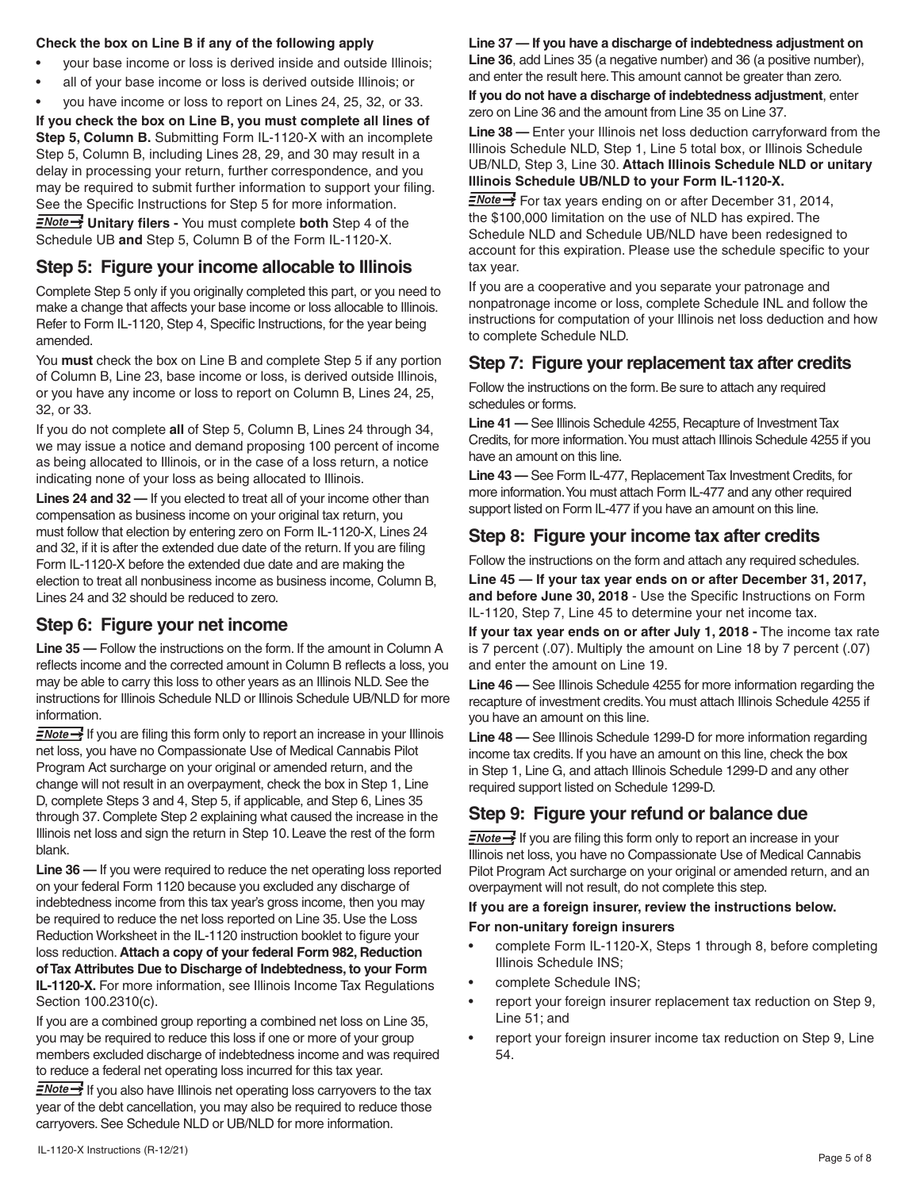**Check the box on Line B if any of the following apply**

- your base income or loss is derived inside and outside Illinois;
- all of your base income or loss is derived outside Illinois; or
- you have income or loss to report on Lines 24, 25, 32, or 33.

**If you check the box on Line B, you must complete all lines of Step 5, Column B.** Submitting Form IL-1120-X with an incomplete Step 5, Column B, including Lines 28, 29, and 30 may result in a delay in processing your return, further correspondence, and you may be required to submit further information to support your filing. See the Specific Instructions for Step 5 for more information.

**Note → Unitary filers -** You must complete **both** Step 4 of the Schedule UB **and** Step 5, Column B of the Form IL-1120-X.

## Step 5: Figure your income allocable to Illinois

Complete Step 5 only if you originally completed this part, or you need to make a change that affects your base income or loss allocable to Illinois. Refer to Form IL-1120, Step 4, Specific Instructions, for the year being amended.

You **must** check the box on Line B and complete Step 5 if any portion of Column B, Line 23, base income or loss, is derived outside Illinois, or you have any income or loss to report on Column B, Lines 24, 25, 32, or 33.

If you do not complete **all** of Step 5, Column B, Lines 24 through 34, we may issue a notice and demand proposing 100 percent of income as being allocated to Illinois, or in the case of a loss return, a notice indicating none of your loss as being allocated to Illinois.

**Lines 24 and 32 —** If you elected to treat all of your income other than compensation as business income on your original tax return, you must follow that election by entering zero on Form IL-1120-X, Lines 24 and 32, if it is after the extended due date of the return. If you are filing Form IL-1120-X before the extended due date and are making the election to treat all nonbusiness income as business income, Column B, Lines 24 and 32 should be reduced to zero.

## Step 6: Figure your net income

**Line 35 —** Follow the instructions on the form. If the amount in Column A reflects income and the corrected amount in Column B reflects a loss, you may be able to carry this loss to other years as an Illinois NLD. See the instructions for Illinois Schedule NLD or Illinois Schedule UB/NLD for more information.

**Note →** If you are filing this form only to report an increase in your Illinois net loss, you have no Compassionate Use of Medical Cannabis Pilot Program Act surcharge on your original or amended return, and the change will not result in an overpayment, check the box in Step 1, Line D, complete Steps 3 and 4, Step 5, if applicable, and Step 6, Lines 35 through 37. Complete Step 2 explaining what caused the increase in the Illinois net loss and sign the return in Step 10. Leave the rest of the form blank.

**Line 36 —** If you were required to reduce the net operating loss reported on your federal Form 1120 because you excluded any discharge of indebtedness income from this tax year's gross income, then you may be required to reduce the net loss reported on Line 35. Use the Loss Reduction Worksheet in the IL-1120 instruction booklet to figure your loss reduction. **Attach a copy of your federal Form 982, Reduction of Tax Attributes Due to Discharge of Indebtedness, to your Form IL-1120-X.** For more information, see Illinois Income Tax Regulations Section 100.2310(c).

If you are a combined group reporting a combined net loss on Line 35, you may be required to reduce this loss if one or more of your group members excluded discharge of indebtedness income and was required to reduce a federal net operating loss incurred for this tax year.

**Note →** If you also have Illinois net operating loss carryovers to the tax year of the debt cancellation, you may also be required to reduce those carryovers. See Schedule NLD or UB/NLD for more information.

**Line 37 — If you have a discharge of indebtedness adjustment on Line 36**, add Lines 35 (a negative number) and 36 (a positive number), and enter the result here. This amount cannot be greater than zero.

**If you do not have a discharge of indebtedness adjustment**, enter zero on Line 36 and the amount from Line 35 on Line 37.

**Line 38 —** Enter your Illinois net loss deduction carryforward from the Illinois Schedule NLD, Step 1, Line 5 total box, or Illinois Schedule UB/NLD, Step 3, Line 30. **Attach Illinois Schedule NLD or unitary Illinois Schedule UB/NLD to your Form IL-1120-X.**

**Note →** For tax years ending on or after December 31, 2014, the $100,000 limitation on the use of NLD has expired. The Schedule NLD and Schedule UB/NLD have been redesigned to account for this expiration. Please use the schedule specific to your tax year.

If you are a cooperative and you separate your patronage and nonpatronage income or loss, complete Schedule INL and follow the instructions for computation of your Illinois net loss deduction and how to complete Schedule NLD.

## Step 7: Figure your replacement tax after credits

Follow the instructions on the form. Be sure to attach any required schedules or forms.

**Line 41 —** See Illinois Schedule 4255, Recapture of Investment Tax Credits, for more information. You must attach Illinois Schedule 4255 if you have an amount on this line.

**Line 43 —** See Form IL-477, Replacement Tax Investment Credits, for more information. You must attach Form IL-477 and any other required support listed on Form IL-477 if you have an amount on this line.

## Step 8: Figure your income tax after credits

Follow the instructions on the form and attach any required schedules.

**Line 45 — If your tax year ends on or after December 31, 2017, and before June 30, 2018** - Use the Specific Instructions on Form IL-1120, Step 7, Line 45 to determine your net income tax.

**If your tax year ends on or after July 1, 2018 -** The income tax rate is 7 percent (.07). Multiply the amount on Line 18 by 7 percent (.07) and enter the amount on Line 19.

**Line 46 —** See Illinois Schedule 4255 for more information regarding the recapture of investment credits. You must attach Illinois Schedule 4255 if you have an amount on this line.

**Line 48 —** See Illinois Schedule 1299-D for more information regarding income tax credits. If you have an amount on this line, check the box in Step 1, Line G, and attach Illinois Schedule 1299-D and any other required support listed on Schedule 1299-D.

## Step 9: Figure your refund or balance due

**Note →** If you are filing this form only to report an increase in your Illinois net loss, you have no Compassionate Use of Medical Cannabis Pilot Program Act surcharge on your original or amended return, and an overpayment will not result, do not complete this step.

**If you are a foreign insurer, review the instructions below.**

**For non-unitary foreign insurers**

- complete Form IL-1120-X, Steps 1 through 8, before completing Illinois Schedule INS;
- complete Schedule INS;
- report your foreign insurer replacement tax reduction on Step 9, Line 51; and
- report your foreign insurer income tax reduction on Step 9, Line 54.

IL-1120-X Instructions (R-12/21)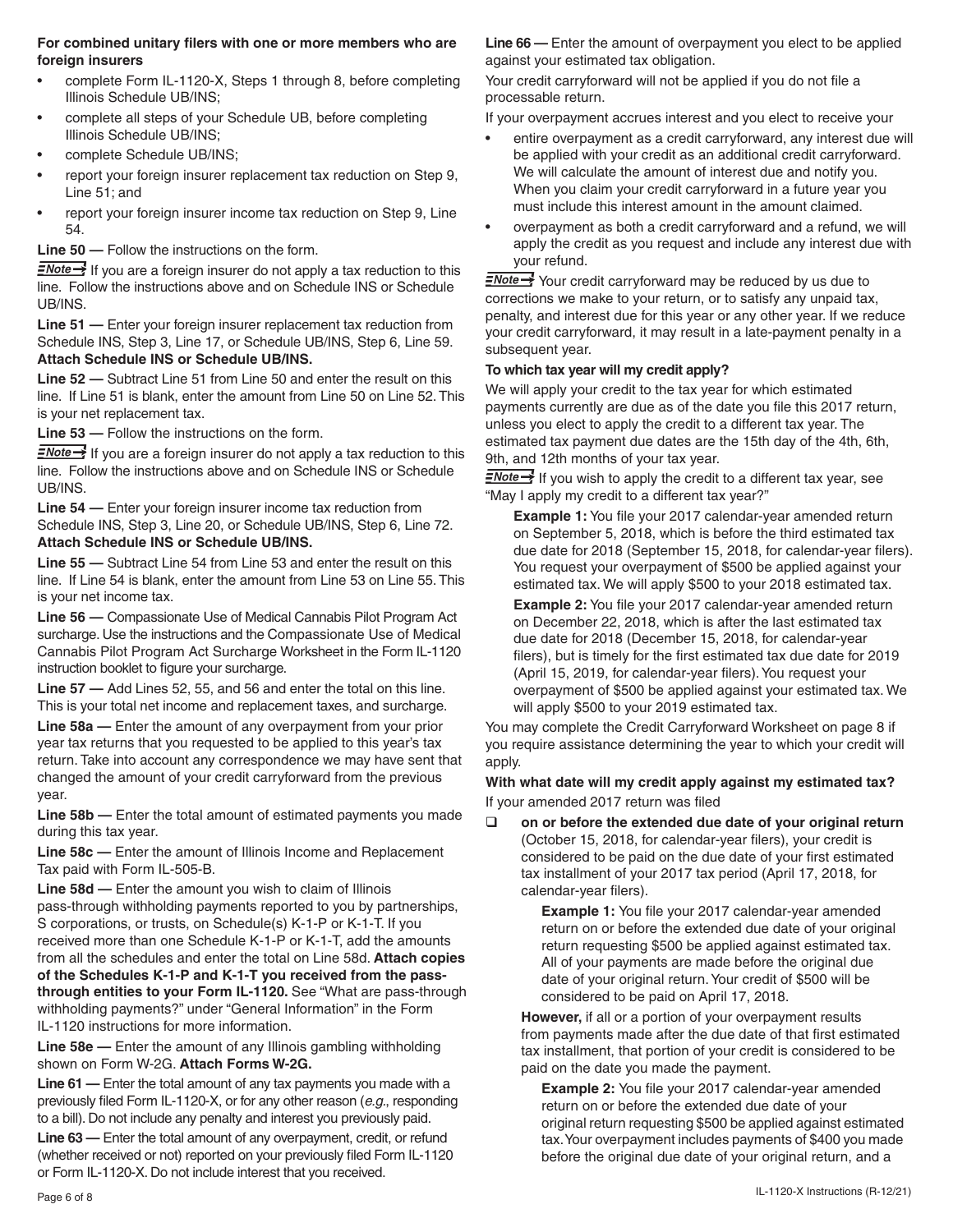**For combined unitary filers with one or more members who are foreign insurers**

- complete Form IL-1120-X, Steps 1 through 8, before completing Illinois Schedule UB/INS;
- complete all steps of your Schedule UB, before completing Illinois Schedule UB/INS;
- complete Schedule UB/INS;
- report your foreign insurer replacement tax reduction on Step 9, Line 51; and
- report your foreign insurer income tax reduction on Step 9, Line 54.

**Line 50 —** Follow the instructions on the form.

**Note →** If you are a foreign insurer do not apply a tax reduction to this line. Follow the instructions above and on Schedule INS or Schedule UB/INS.

**Line 51 —** Enter your foreign insurer replacement tax reduction from Schedule INS, Step 3, Line 17, or Schedule UB/INS, Step 6, Line 59. **Attach Schedule INS or Schedule UB/INS.**

**Line 52 —** Subtract Line 51 from Line 50 and enter the result on this line. If Line 51 is blank, enter the amount from Line 50 on Line 52. This is your net replacement tax.

**Line 53 —** Follow the instructions on the form.

**Note →** If you are a foreign insurer do not apply a tax reduction to this line. Follow the instructions above and on Schedule INS or Schedule UB/INS.

**Line 54 —** Enter your foreign insurer income tax reduction from Schedule INS, Step 3, Line 20, or Schedule UB/INS, Step 6, Line 72. **Attach Schedule INS or Schedule UB/INS.**

**Line 55 —** Subtract Line 54 from Line 53 and enter the result on this line. If Line 54 is blank, enter the amount from Line 53 on Line 55. This is your net income tax.

**Line 56 —** Compassionate Use of Medical Cannabis Pilot Program Act surcharge. Use the instructions and the Compassionate Use of Medical Cannabis Pilot Program Act Surcharge Worksheet in the Form IL-1120 instruction booklet to figure your surcharge.

**Line 57 —** Add Lines 52, 55, and 56 and enter the total on this line. This is your total net income and replacement taxes, and surcharge.

**Line 58a —** Enter the amount of any overpayment from your prior year tax returns that you requested to be applied to this year's tax return. Take into account any correspondence we may have sent that changed the amount of your credit carryforward from the previous year.

**Line 58b —** Enter the total amount of estimated payments you made during this tax year.

**Line 58c —** Enter the amount of Illinois Income and Replacement Tax paid with Form IL-505-B.

**Line 58d —** Enter the amount you wish to claim of Illinois pass-through withholding payments reported to you by partnerships, S corporations, or trusts, on Schedule(s) K-1-P or K-1-T. If you received more than one Schedule K-1-P or K-1-T, add the amounts from all the schedules and enter the total on Line 58d. **Attach copies of the Schedules K-1-P and K-1-T you received from the pass-through entities to your Form IL-1120.** See "What are pass-through withholding payments?" under "General Information" in the Form IL-1120 instructions for more information.

**Line 58e —** Enter the amount of any Illinois gambling withholding shown on Form W-2G. **Attach Forms W-2G.**

**Line 61 —** Enter the total amount of any tax payments you made with a previously filed Form IL-1120-X, or for any other reason (*e.g.,* responding to a bill). Do not include any penalty and interest you previously paid.

**Line 63 —** Enter the total amount of any overpayment, credit, or refund (whether received or not) reported on your previously filed Form IL-1120 or Form IL-1120-X. Do not include interest that you received.

**Line 66 —** Enter the amount of overpayment you elect to be applied against your estimated tax obligation.

Your credit carryforward will not be applied if you do not file a processable return.

If your overpayment accrues interest and you elect to receive your

- entire overpayment as a credit carryforward, any interest due will be applied with your credit as an additional credit carryforward. We will calculate the amount of interest due and notify you. When you claim your credit carryforward in a future year you must include this interest amount in the amount claimed.
- overpayment as both a credit carryforward and a refund, we will apply the credit as you request and include any interest due with your refund.

**Note →** Your credit carryforward may be reduced by us due to corrections we make to your return, or to satisfy any unpaid tax, penalty, and interest due for this year or any other year. If we reduce your credit carryforward, it may result in a late-payment penalty in a subsequent year.

**To which tax year will my credit apply?**

We will apply your credit to the tax year for which estimated payments currently are due as of the date you file this 2017 return, unless you elect to apply the credit to a different tax year. The estimated tax payment due dates are the 15th day of the 4th, 6th, 9th, and 12th months of your tax year.

**Note →** If you wish to apply the credit to a different tax year, see "May I apply my credit to a different tax year?"

> **Example 1:** You file your 2017 calendar-year amended return on September 5, 2018, which is before the third estimated tax due date for 2018 (September 15, 2018, for calendar-year filers). You request your overpayment of $500 be applied against your estimated tax. We will apply $500 to your 2018 estimated tax.
>
> **Example 2:** You file your 2017 calendar-year amended return on December 22, 2018, which is after the last estimated tax due date for 2018 (December 15, 2018, for calendar-year filers), but is timely for the first estimated tax due date for 2019 (April 15, 2019, for calendar-year filers). You request your overpayment of $500 be applied against your estimated tax. We will apply $500 to your 2019 estimated tax.

You may complete the Credit Carryforward Worksheet on page 8 if you require assistance determining the year to which your credit will apply.

**With what date will my credit apply against my estimated tax?**

If your amended 2017 return was filed

- ❑ **on or before the extended due date of your original return** (October 15, 2018, for calendar-year filers), your credit is considered to be paid on the due date of your first estimated tax installment of your 2017 tax period (April 17, 2018, for calendar-year filers).

  > **Example 1:** You file your 2017 calendar-year amended return on or before the extended due date of your original return requesting $500 be applied against estimated tax. All of your payments are made before the original due date of your original return. Your credit of $500 will be considered to be paid on April 17, 2018.

  **However,** if all or a portion of your overpayment results from payments made after the due date of that first estimated tax installment, that portion of your credit is considered to be paid on the date you made the payment.

  > **Example 2:** You file your 2017 calendar-year amended return on or before the extended due date of your original return requesting $500 be applied against estimated tax. Your overpayment includes payments of $400 you made before the original due date of your original return, and a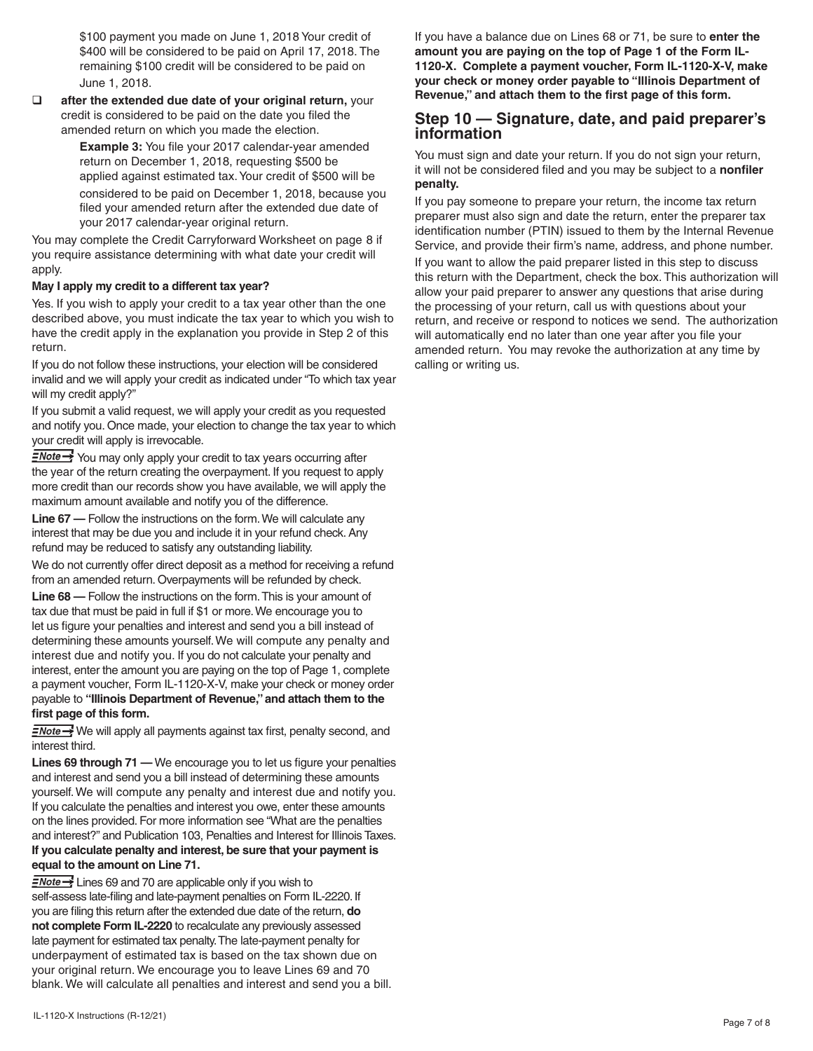$100 payment you made on June 1, 2018 Your credit of $400 will be considered to be paid on April 17, 2018. The remaining $100 credit will be considered to be paid on June 1, 2018.

- **after the extended due date of your original return,** your credit is considered to be paid on the date you filed the amended return on which you made the election.

  **Example 3:** You file your 2017 calendar-year amended return on December 1, 2018, requesting $500 be applied against estimated tax. Your credit of $500 will be considered to be paid on December 1, 2018, because you filed your amended return after the extended due date of your 2017 calendar-year original return.

You may complete the Credit Carryforward Worksheet on page 8 if you require assistance determining with what date your credit will apply.

**May I apply my credit to a different tax year?**

Yes. If you wish to apply your credit to a tax year other than the one described above, you must indicate the tax year to which you wish to have the credit apply in the explanation you provide in Step 2 of this return.

If you do not follow these instructions, your election will be considered invalid and we will apply your credit as indicated under "To which tax year will my credit apply?"

If you submit a valid request, we will apply your credit as you requested and notify you. Once made, your election to change the tax year to which your credit will apply is irrevocable.

**Note** You may only apply your credit to tax years occurring after the year of the return creating the overpayment. If you request to apply more credit than our records show you have available, we will apply the maximum amount available and notify you of the difference.

**Line 67 —** Follow the instructions on the form. We will calculate any interest that may be due you and include it in your refund check. Any refund may be reduced to satisfy any outstanding liability.

We do not currently offer direct deposit as a method for receiving a refund from an amended return. Overpayments will be refunded by check.

**Line 68 —** Follow the instructions on the form. This is your amount of tax due that must be paid in full if $1 or more. We encourage you to let us figure your penalties and interest and send you a bill instead of determining these amounts yourself. We will compute any penalty and interest due and notify you. If you do not calculate your penalty and interest, enter the amount you are paying on the top of Page 1, complete a payment voucher, Form IL-1120-X-V, make your check or money order payable to **"Illinois Department of Revenue," and attach them to the first page of this form.**

**Note** We will apply all payments against tax first, penalty second, and interest third.

**Lines 69 through 71 —** We encourage you to let us figure your penalties and interest and send you a bill instead of determining these amounts yourself. We will compute any penalty and interest due and notify you. If you calculate the penalties and interest you owe, enter these amounts on the lines provided. For more information see "What are the penalties and interest?" and Publication 103, Penalties and Interest for Illinois Taxes. **If you calculate penalty and interest, be sure that your payment is equal to the amount on Line 71.**

**Note** Lines 69 and 70 are applicable only if you wish to self-assess late-filing and late-payment penalties on Form IL-2220. If you are filing this return after the extended due date of the return, **do not complete Form IL-2220** to recalculate any previously assessed late payment for estimated tax penalty. The late-payment penalty for underpayment of estimated tax is based on the tax shown due on your original return. We encourage you to leave Lines 69 and 70 blank. We will calculate all penalties and interest and send you a bill.

If you have a balance due on Lines 68 or 71, be sure to **enter the amount you are paying on the top of Page 1 of the Form IL-1120-X. Complete a payment voucher, Form IL-1120-X-V, make your check or money order payable to "Illinois Department of Revenue," and attach them to the first page of this form.**

## Step 10 — Signature, date, and paid preparer's information

You must sign and date your return. If you do not sign your return, it will not be considered filed and you may be subject to a **nonfiler penalty.**

If you pay someone to prepare your return, the income tax return preparer must also sign and date the return, enter the preparer tax identification number (PTIN) issued to them by the Internal Revenue Service, and provide their firm's name, address, and phone number.

If you want to allow the paid preparer listed in this step to discuss this return with the Department, check the box. This authorization will allow your paid preparer to answer any questions that arise during the processing of your return, call us with questions about your return, and receive or respond to notices we send. The authorization will automatically end no later than one year after you file your amended return. You may revoke the authorization at any time by calling or writing us.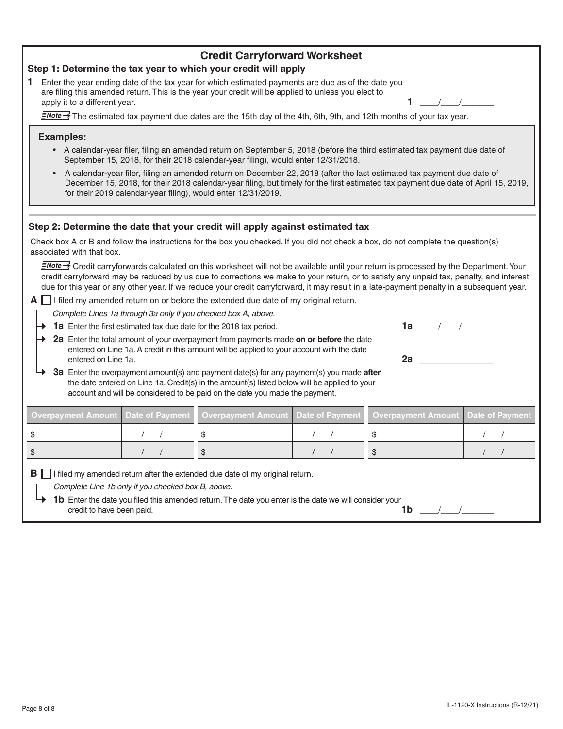## Credit Carryforward Worksheet

### Step 1: Determine the tax year to which your credit will apply

**1** Enter the year ending date of the tax year for which estimated payments are due as of the date you are filing this amended return. This is the year your credit will be applied to unless you elect to apply it to a different year. **1** \_\_\_\_/\_\_\_\_/\_\_\_\_\_\_\_

**Note** The estimated tax payment due dates are the 15th day of the 4th, 6th, 9th, and 12th months of your tax year.

**Examples:**

- A calendar-year filer, filing an amended return on September 5, 2018 (before the third estimated tax payment due date of September 15, 2018, for their 2018 calendar-year filing), would enter 12/31/2018.
- A calendar-year filer, filing an amended return on December 22, 2018 (after the last estimated tax payment due date of December 15, 2018, for their 2018 calendar-year filing, but timely for the first estimated tax payment due date of April 15, 2019, for their 2019 calendar-year filing), would enter 12/31/2019.

### Step 2: Determine the date that your credit will apply against estimated tax

Check box A or B and follow the instructions for the box you checked. If you did not check a box, do not complete the question(s) associated with that box.

**Note** Credit carryforwards calculated on this worksheet will not be available until your return is processed by the Department. Your credit carryforward may be reduced by us due to corrections we make to your return, or to satisfy any unpaid tax, penalty, and interest due for this year or any other year. If we reduce your credit carryforward, it may result in a late-payment penalty in a subsequent year.

**A** ☐ I filed my amended return on or before the extended due date of my original return.

*Complete Lines 1a through 3a only if you checked box A, above.*

**1a** Enter the first estimated tax due date for the 2018 tax period. **1a** \_\_\_\_/\_\_\_\_/\_\_\_\_\_\_\_

**2a** Enter the total amount of your overpayment from payments made **on or before** the date entered on Line 1a. A credit in this amount will be applied to your account with the date entered on Line 1a. **2a** \_\_\_\_\_\_\_\_\_\_\_\_\_\_\_

**3a** Enter the overpayment amount(s) and payment date(s) for any payment(s) you made **after** the date entered on Line 1a. Credit(s) in the amount(s) listed below will be applied to your account and will be considered to be paid on the date you made the payment.

| Overpayment Amount | Date of Payment | Overpayment Amount | Date of Payment | Overpayment Amount | Date of Payment |
|---|---|---|---|---|---|
| $ | / / | $ | / / | $ | / / |
| $ | / / | $ | / / | $ | / / |

**B** ☐ I filed my amended return after the extended due date of my original return.

*Complete Line 1b only if you checked box B, above.*

**1b** Enter the date you filed this amended return. The date you enter is the date we will consider your credit to have been paid. **1b** \_\_\_\_/\_\_\_\_/\_\_\_\_\_\_\_